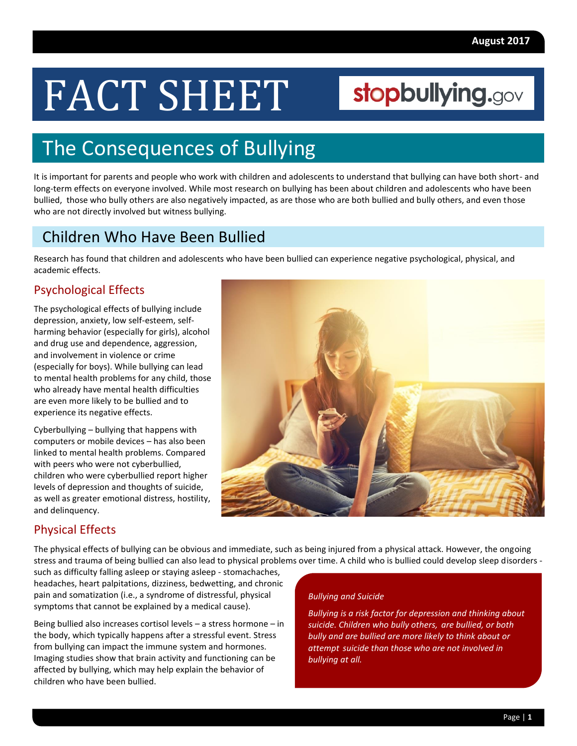August 2017

# FACT SHEET

stopbullying.gov

## The Consequences of Bullying

It is important for parents and people who work with children and adolescents to understand that bullying can have both short- and long-term effects on everyone involved. While most research on bullying has been about children and adolescents who have been bullied, those who bully others are also negatively impacted, as are those who are both bullied and bully others, and even those who are not directly involved but witness bullying.

## Children Who Have Been Bullied

Research has found that children and adolescents who have been bullied can experience negative psychological, physical, and academic effects.

### Psychological Effects

The psychological effects of bullying include depression, anxiety, low self-esteem, self-harming behavior (especially for girls), alcohol and drug use and dependence, aggression, and involvement in violence or crime (especially for boys). While bullying can lead to mental health problems for any child, those who already have mental health difficulties are even more likely to be bullied and to experience its negative effects.

Cyberbullying – bullying that happens with computers or mobile devices – has also been linked to mental health problems. Compared with peers who were not cyberbullied, children who were cyberbullied report higher levels of depression and thoughts of suicide, as well as greater emotional distress, hostility, and delinquency.

### Physical Effects

The physical effects of bullying can be obvious and immediate, such as being injured from a physical attack. However, the ongoing stress and trauma of being bullied can also lead to physical problems over time. A child who is bullied could develop sleep disorders - such as difficulty falling asleep or staying asleep - stomachaches, headaches, heart palpitations, dizziness, bedwetting, and chronic pain and somatization (i.e., a syndrome of distressful, physical symptoms that cannot be explained by a medical cause).

Being bullied also increases cortisol levels – a stress hormone – in the body, which typically happens after a stressful event. Stress from bullying can impact the immune system and hormones. Imaging studies show that brain activity and functioning can be affected by bullying, which may help explain the behavior of children who have been bullied.

*Bullying and Suicide*

*Bullying is a risk factor for depression and thinking about suicide. Children who bully others, are bullied, or both bully and are bullied are more likely to think about or attempt suicide than those who are not involved in bullying at all.*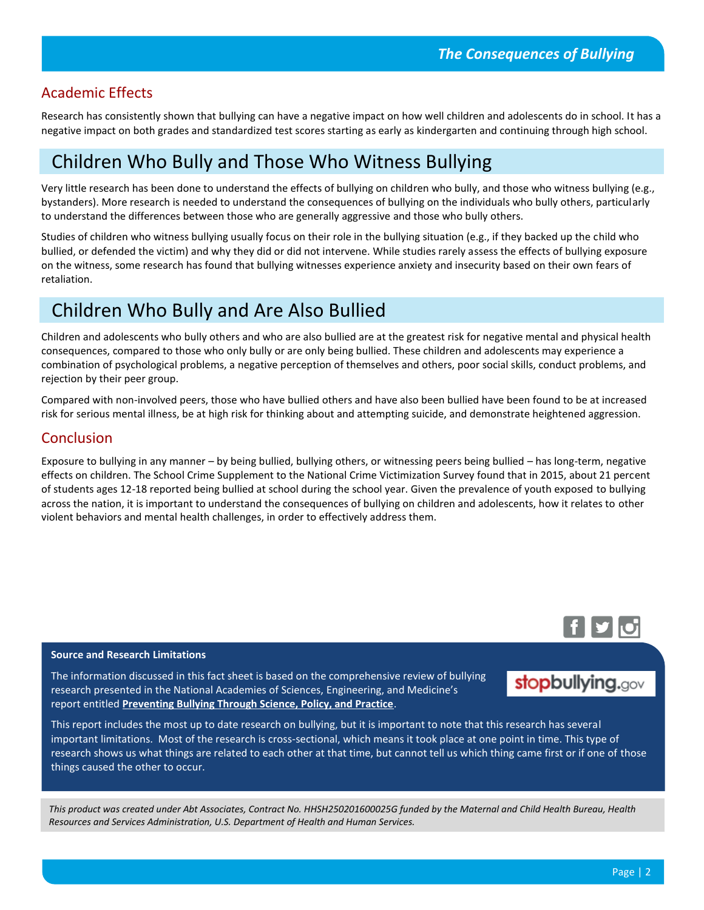## Academic Effects

Research has consistently shown that bullying can have a negative impact on how well children and adolescents do in school. It has a negative impact on both grades and standardized test scores starting as early as kindergarten and continuing through high school.

# Children Who Bully and Those Who Witness Bullying

Very little research has been done to understand the effects of bullying on children who bully, and those who witness bullying (e.g., bystanders). More research is needed to understand the consequences of bullying on the individuals who bully others, particularly to understand the differences between those who are generally aggressive and those who bully others.

Studies of children who witness bullying usually focus on their role in the bullying situation (e.g., if they backed up the child who bullied, or defended the victim) and why they did or did not intervene. While studies rarely assess the effects of bullying exposure on the witness, some research has found that bullying witnesses experience anxiety and insecurity based on their own fears of retaliation.

# Children Who Bully and Are Also Bullied

Children and adolescents who bully others and who are also bullied are at the greatest risk for negative mental and physical health consequences, compared to those who only bully or are only being bullied. These children and adolescents may experience a combination of psychological problems, a negative perception of themselves and others, poor social skills, conduct problems, and rejection by their peer group.

Compared with non-involved peers, those who have bullied others and have also been bullied have been found to be at increased risk for serious mental illness, be at high risk for thinking about and attempting suicide, and demonstrate heightened aggression.

## Conclusion

Exposure to bullying in any manner – by being bullied, bullying others, or witnessing peers being bullied – has long-term, negative effects on children. The School Crime Supplement to the National Crime Victimization Survey found that in 2015, about 21 percent of students ages 12-18 reported being bullied at school during the school year. Given the prevalence of youth exposed to bullying across the nation, it is important to understand the consequences of bullying on children and adolescents, how it relates to other violent behaviors and mental health challenges, in order to effectively address them.

**Source and Research Limitations**

The information discussed in this fact sheet is based on the comprehensive review of bullying research presented in the National Academies of Sciences, Engineering, and Medicine's report entitled **Preventing Bullying Through Science, Policy, and Practice**.

This report includes the most up to date research on bullying, but it is important to note that this research has several important limitations. Most of the research is cross-sectional, which means it took place at one point in time. This type of research shows us what things are related to each other at that time, but cannot tell us which thing came first or if one of those things caused the other to occur.

stopbullying.gov

*This product was created under Abt Associates, Contract No. HHSH250201600025G funded by the Maternal and Child Health Bureau, Health Resources and Services Administration, U.S. Department of Health and Human Services.*